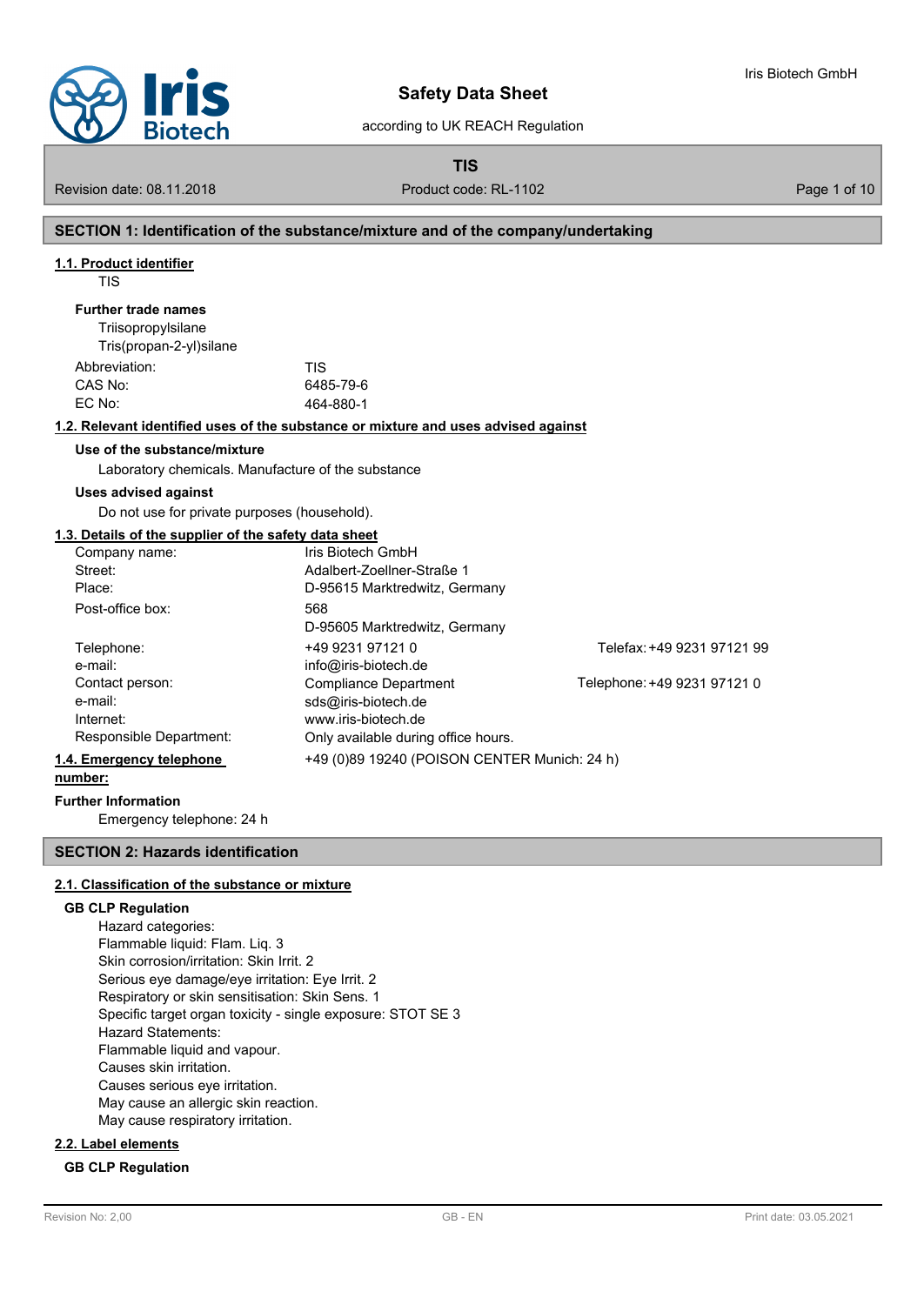# Safety Data Sheet

according to UK REACH Regulation

**TIS**

Revision date: 08.11.2018 | Product code: RL-1102

## SECTION 1: Identification of the substance/mixture and of the company/undertaking

### 1.1. Product identifier

TIS

**Further trade names**

Triisopropylsilane
Tris(propan-2-yl)silane

| | |
|---|---|
| Abbreviation: | TIS |
| CAS No: | 6485-79-6 |
| EC No: | 464-880-1 |

### 1.2. Relevant identified uses of the substance or mixture and uses advised against

**Use of the substance/mixture**

Laboratory chemicals. Manufacture of the substance

**Uses advised against**

Do not use for private purposes (household).

### 1.3. Details of the supplier of the safety data sheet

| | | |
|---|---|---|
| Company name: | Iris Biotech GmbH | |
| Street: | Adalbert-Zoellner-Straße 1 | |
| Place: | D-95615 Marktredwitz, Germany | |
| Post-office box: | 568<br>D-95605 Marktredwitz, Germany | |
| Telephone: | +49 9231 97121 0 | Telefax: +49 9231 97121 99 |
| e-mail: | info@iris-biotech.de | |
| Contact person: | Compliance Department | Telephone: +49 9231 97121 0 |
| e-mail: | sds@iris-biotech.de | |
| Internet: | www.iris-biotech.de | |
| Responsible Department: | Only available during office hours. | |

### 1.4. Emergency telephone number:

+49 (0)89 19240 (POISON CENTER Munich: 24 h)

**Further Information**

Emergency telephone: 24 h

## SECTION 2: Hazards identification

### 2.1. Classification of the substance or mixture

**GB CLP Regulation**

Hazard categories:
Flammable liquid: Flam. Liq. 3
Skin corrosion/irritation: Skin Irrit. 2
Serious eye damage/eye irritation: Eye Irrit. 2
Respiratory or skin sensitisation: Skin Sens. 1
Specific target organ toxicity - single exposure: STOT SE 3
Hazard Statements:
Flammable liquid and vapour.
Causes skin irritation.
Causes serious eye irritation.
May cause an allergic skin reaction.
May cause respiratory irritation.

### 2.2. Label elements

**GB CLP Regulation**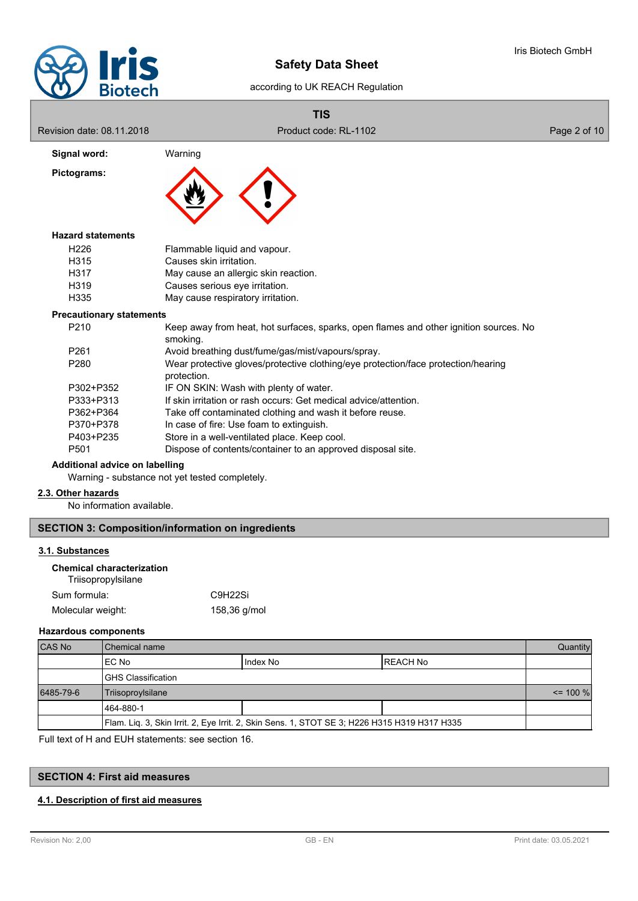**Signal word:** Warning

**Pictograms:**

**Hazard statements**

| | |
|---|---|
| H226 | Flammable liquid and vapour. |
| H315 | Causes skin irritation. |
| H317 | May cause an allergic skin reaction. |
| H319 | Causes serious eye irritation. |
| H335 | May cause respiratory irritation. |

**Precautionary statements**

| | |
|---|---|
| P210 | Keep away from heat, hot surfaces, sparks, open flames and other ignition sources. No smoking. |
| P261 | Avoid breathing dust/fume/gas/mist/vapours/spray. |
| P280 | Wear protective gloves/protective clothing/eye protection/face protection/hearing protection. |
| P302+P352 | IF ON SKIN: Wash with plenty of water. |
| P333+P313 | If skin irritation or rash occurs: Get medical advice/attention. |
| P362+P364 | Take off contaminated clothing and wash it before reuse. |
| P370+P378 | In case of fire: Use foam to extinguish. |
| P403+P235 | Store in a well-ventilated place. Keep cool. |
| P501 | Dispose of contents/container to an approved disposal site. |

**Additional advice on labelling**

Warning - substance not yet tested completely.

### 2.3. Other hazards

No information available.

## SECTION 3: Composition/information on ingredients

### 3.1. Substances

**Chemical characterization**

Triisopropylsilane

| | |
|---|---|
| Sum formula: | $C_9H_{22}Si$ |
| Molecular weight: | 158,36 g/mol |

**Hazardous components**

| CAS No | Chemical name | | | Quantity |
|---|---|---|---|---|
| | EC No | Index No | REACH No | |
| | GHS Classification | | | |
| 6485-79-6 | Triisoproylsilane | | | <= 100 % |
| | 464-880-1 | | | |
| | Flam. Liq. 3, Skin Irrit. 2, Eye Irrit. 2, Skin Sens. 1, STOT SE 3; H226 H315 H319 H317 H335 | | | |

Full text of H and EUH statements: see section 16.

## SECTION 4: First aid measures

### 4.1. Description of first aid measures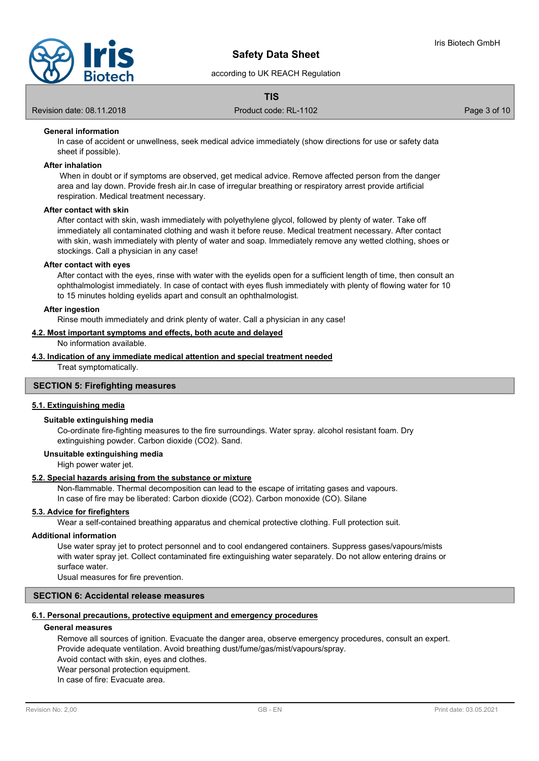#### General information

In case of accident or unwellness, seek medical advice immediately (show directions for use or safety data sheet if possible).

#### After inhalation

When in doubt or if symptoms are observed, get medical advice. Remove affected person from the danger area and lay down. Provide fresh air.In case of irregular breathing or respiratory arrest provide artificial respiration. Medical treatment necessary.

#### After contact with skin

After contact with skin, wash immediately with polyethylene glycol, followed by plenty of water. Take off immediately all contaminated clothing and wash it before reuse. Medical treatment necessary. After contact with skin, wash immediately with plenty of water and soap. Immediately remove any wetted clothing, shoes or stockings. Call a physician in any case!

#### After contact with eyes

After contact with the eyes, rinse with water with the eyelids open for a sufficient length of time, then consult an ophthalmologist immediately. In case of contact with eyes flush immediately with plenty of flowing water for 10 to 15 minutes holding eyelids apart and consult an ophthalmologist.

#### After ingestion

Rinse mouth immediately and drink plenty of water. Call a physician in any case!

### 4.2. Most important symptoms and effects, both acute and delayed

No information available.

### 4.3. Indication of any immediate medical attention and special treatment needed

Treat symptomatically.

## SECTION 5: Firefighting measures

### 5.1. Extinguishing media

#### Suitable extinguishing media

Co-ordinate fire-fighting measures to the fire surroundings. Water spray. alcohol resistant foam. Dry extinguishing powder. Carbon dioxide ($CO_2$). Sand.

#### Unsuitable extinguishing media

High power water jet.

### 5.2. Special hazards arising from the substance or mixture

Non-flammable. Thermal decomposition can lead to the escape of irritating gases and vapours.
In case of fire may be liberated: Carbon dioxide ($CO_2$). Carbon monoxide (CO). Silane

### 5.3. Advice for firefighters

Wear a self-contained breathing apparatus and chemical protective clothing. Full protection suit.

#### Additional information

Use water spray jet to protect personnel and to cool endangered containers. Suppress gases/vapours/mists with water spray jet. Collect contaminated fire extinguishing water separately. Do not allow entering drains or surface water.
Usual measures for fire prevention.

## SECTION 6: Accidental release measures

### 6.1. Personal precautions, protective equipment and emergency procedures

#### General measures

Remove all sources of ignition. Evacuate the danger area, observe emergency procedures, consult an expert.
Provide adequate ventilation. Avoid breathing dust/fume/gas/mist/vapours/spray.
Avoid contact with skin, eyes and clothes.
Wear personal protection equipment.
In case of fire: Evacuate area.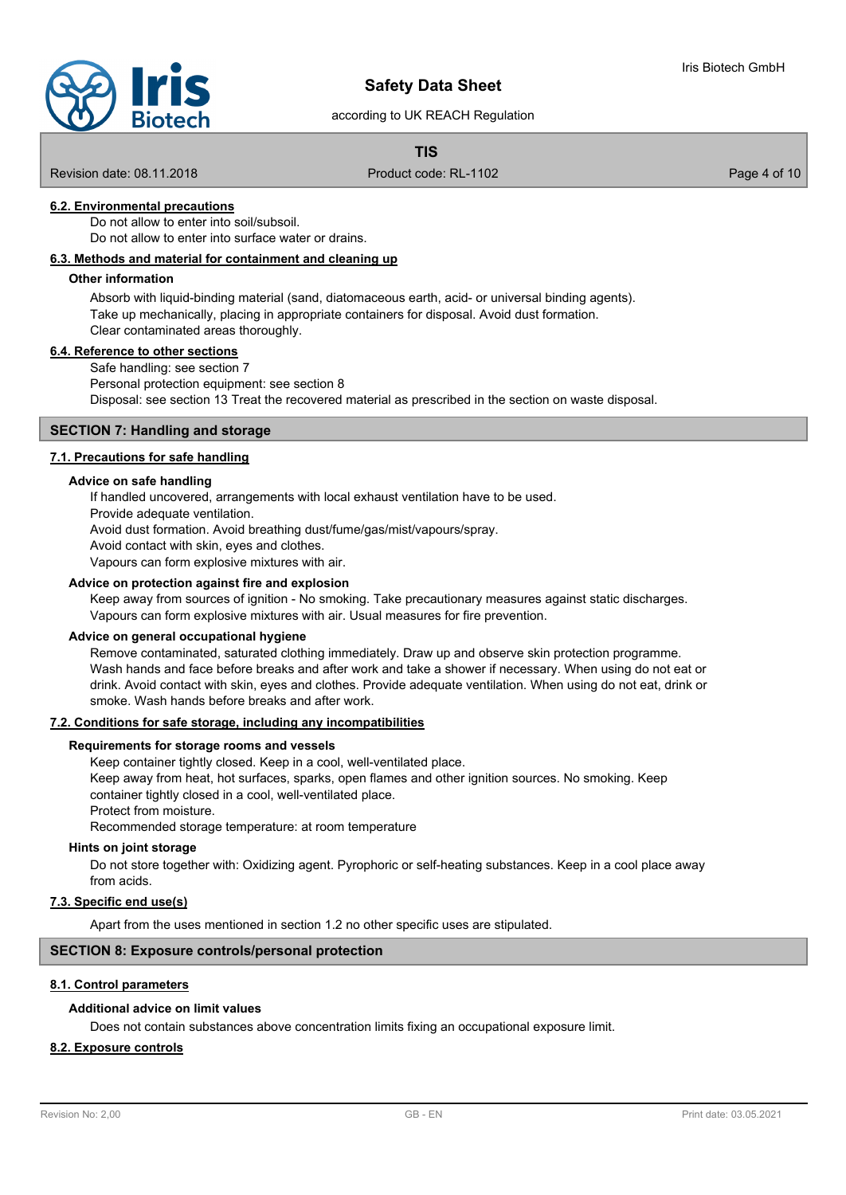#### 6.2. Environmental precautions

Do not allow to enter into soil/subsoil.
Do not allow to enter into surface water or drains.

#### 6.3. Methods and material for containment and cleaning up

**Other information**

Absorb with liquid-binding material (sand, diatomaceous earth, acid- or universal binding agents).
Take up mechanically, placing in appropriate containers for disposal. Avoid dust formation.
Clear contaminated areas thoroughly.

#### 6.4. Reference to other sections

Safe handling: see section 7
Personal protection equipment: see section 8
Disposal: see section 13 Treat the recovered material as prescribed in the section on waste disposal.

## SECTION 7: Handling and storage

#### 7.1. Precautions for safe handling

**Advice on safe handling**

If handled uncovered, arrangements with local exhaust ventilation have to be used.
Provide adequate ventilation.
Avoid dust formation. Avoid breathing dust/fume/gas/mist/vapours/spray.
Avoid contact with skin, eyes and clothes.
Vapours can form explosive mixtures with air.

**Advice on protection against fire and explosion**

Keep away from sources of ignition - No smoking. Take precautionary measures against static discharges.
Vapours can form explosive mixtures with air. Usual measures for fire prevention.

**Advice on general occupational hygiene**

Remove contaminated, saturated clothing immediately. Draw up and observe skin protection programme.
Wash hands and face before breaks and after work and take a shower if necessary. When using do not eat or drink. Avoid contact with skin, eyes and clothes. Provide adequate ventilation. When using do not eat, drink or smoke. Wash hands before breaks and after work.

#### 7.2. Conditions for safe storage, including any incompatibilities

**Requirements for storage rooms and vessels**

Keep container tightly closed. Keep in a cool, well-ventilated place.
Keep away from heat, hot surfaces, sparks, open flames and other ignition sources. No smoking. Keep container tightly closed in a cool, well-ventilated place.
Protect from moisture.
Recommended storage temperature: at room temperature

**Hints on joint storage**

Do not store together with: Oxidizing agent. Pyrophoric or self-heating substances. Keep in a cool place away from acids.

#### 7.3. Specific end use(s)

Apart from the uses mentioned in section 1.2 no other specific uses are stipulated.

## SECTION 8: Exposure controls/personal protection

#### 8.1. Control parameters

**Additional advice on limit values**

Does not contain substances above concentration limits fixing an occupational exposure limit.

#### 8.2. Exposure controls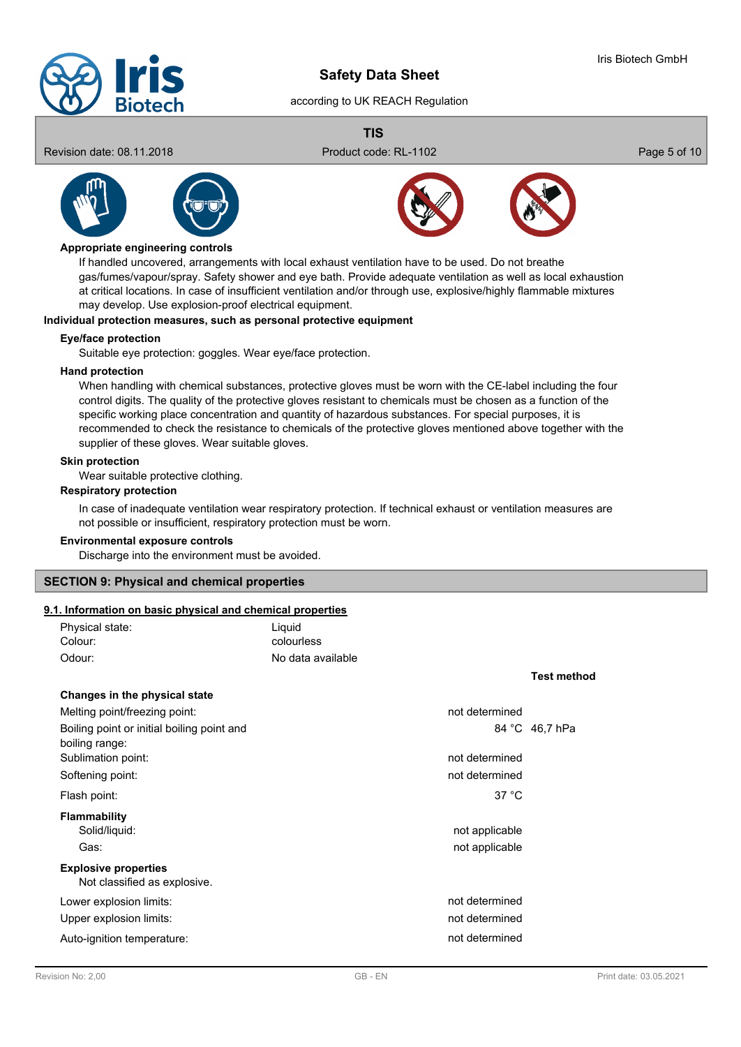#### Appropriate engineering controls

If handled uncovered, arrangements with local exhaust ventilation have to be used. Do not breathe gas/fumes/vapour/spray. Safety shower and eye bath. Provide adequate ventilation as well as local exhaustion at critical locations. In case of insufficient ventilation and/or through use, explosive/highly flammable mixtures may develop. Use explosion-proof electrical equipment.

### Individual protection measures, such as personal protective equipment

#### Eye/face protection

Suitable eye protection: goggles. Wear eye/face protection.

#### Hand protection

When handling with chemical substances, protective gloves must be worn with the CE-label including the four control digits. The quality of the protective gloves resistant to chemicals must be chosen as a function of the specific working place concentration and quantity of hazardous substances. For special purposes, it is recommended to check the resistance to chemicals of the protective gloves mentioned above together with the supplier of these gloves. Wear suitable gloves.

#### Skin protection

Wear suitable protective clothing.

#### Respiratory protection

In case of inadequate ventilation wear respiratory protection. If technical exhaust or ventilation measures are not possible or insufficient, respiratory protection must be worn.

#### Environmental exposure controls

Discharge into the environment must be avoided.

## SECTION 9: Physical and chemical properties

### 9.1. Information on basic physical and chemical properties

| | |
|---|---|
| Physical state: | Liquid |
| Colour: | colourless |
| Odour: | No data available |

| | | Test method |
|---|---|---|
| **Changes in the physical state** | | |
| Melting point/freezing point: | not determined | |
| Boiling point or initial boiling point and boiling range: | 84 °C | 46,7 hPa |
| Sublimation point: | not determined | |
| Softening point: | not determined | |
| Flash point: | 37 °C | |
| **Flammability** | | |
| Solid/liquid: | not applicable | |
| Gas: | not applicable | |
| **Explosive properties** | | |
| Not classified as explosive. | | |
| Lower explosion limits: | not determined | |
| Upper explosion limits: | not determined | |
| Auto-ignition temperature: | not determined | |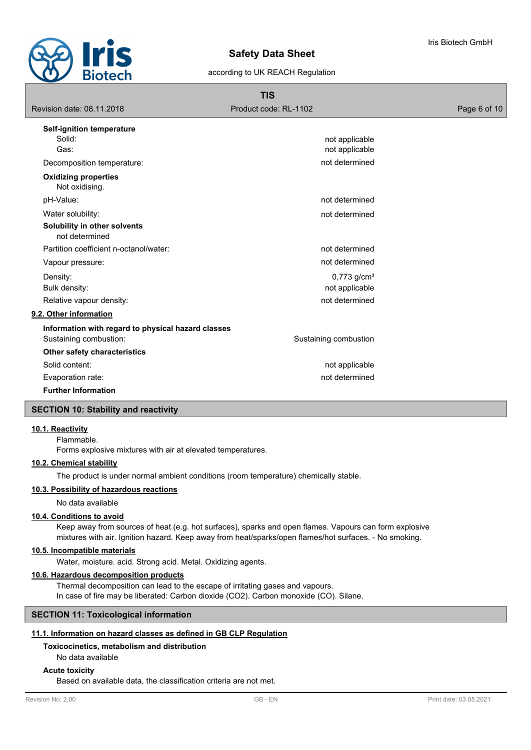**Self-ignition temperature**

| | |
|---|---|
| Solid: | not applicable |
| Gas: | not applicable |
| Decomposition temperature: | not determined |

**Oxidizing properties**

Not oxidising.

| | |
|---|---|
| pH-Value: | not determined |
| Water solubility: | not determined |

**Solubility in other solvents**

not determined

| | |
|---|---|
| Partition coefficient n-octanol/water: | not determined |
| Vapour pressure: | not determined |
| Density: | 0,773 g/cm³ |
| Bulk density: | not applicable |
| Relative vapour density: | not determined |

**9.2. Other information**

**Information with regard to physical hazard classes**

| | |
|---|---|
| Sustaining combustion: | Sustaining combustion |

**Other safety characteristics**

| | |
|---|---|
| Solid content: | not applicable |
| Evaporation rate: | not determined |

**Further Information**

## SECTION 10: Stability and reactivity

**10.1. Reactivity**

Flammable.
Forms explosive mixtures with air at elevated temperatures.

**10.2. Chemical stability**

The product is under normal ambient conditions (room temperature) chemically stable.

**10.3. Possibility of hazardous reactions**

No data available

**10.4. Conditions to avoid**

Keep away from sources of heat (e.g. hot surfaces), sparks and open flames. Vapours can form explosive mixtures with air. Ignition hazard. Keep away from heat/sparks/open flames/hot surfaces. - No smoking.

**10.5. Incompatible materials**

Water, moisture. acid. Strong acid. Metal. Oxidizing agents.

**10.6. Hazardous decomposition products**

Thermal decomposition can lead to the escape of irritating gases and vapours.
In case of fire may be liberated: Carbon dioxide ($CO_2$). Carbon monoxide (CO). Silane.

## SECTION 11: Toxicological information

**11.1. Information on hazard classes as defined in GB CLP Regulation**

**Toxicocinetics, metabolism and distribution**

No data available

**Acute toxicity**

Based on available data, the classification criteria are not met.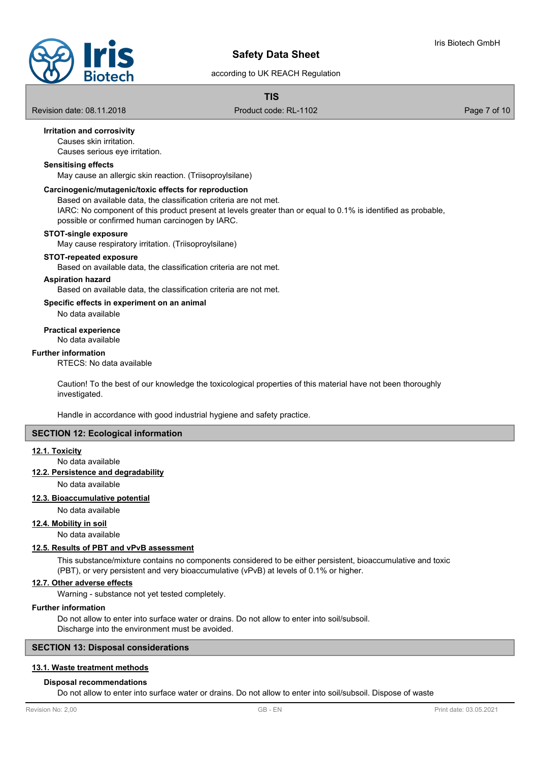**Irritation and corrosivity**

Causes skin irritation.
Causes serious eye irritation.

**Sensitising effects**

May cause an allergic skin reaction. (Triisoproylsilane)

**Carcinogenic/mutagenic/toxic effects for reproduction**

Based on available data, the classification criteria are not met.
IARC: No component of this product present at levels greater than or equal to 0.1% is identified as probable, possible or confirmed human carcinogen by IARC.

**STOT-single exposure**

May cause respiratory irritation. (Triisoproylsilane)

**STOT-repeated exposure**

Based on available data, the classification criteria are not met.

**Aspiration hazard**

Based on available data, the classification criteria are not met.

**Specific effects in experiment on an animal**

No data available

**Practical experience**

No data available

**Further information**

RTECS: No data available

Caution! To the best of our knowledge the toxicological properties of this material have not been thoroughly investigated.

Handle in accordance with good industrial hygiene and safety practice.

## SECTION 12: Ecological information

### 12.1. Toxicity

No data available

### 12.2. Persistence and degradability

No data available

### 12.3. Bioaccumulative potential

No data available

### 12.4. Mobility in soil

No data available

### 12.5. Results of PBT and vPvB assessment

This substance/mixture contains no components considered to be either persistent, bioaccumulative and toxic (PBT), or very persistent and very bioaccumulative (vPvB) at levels of 0.1% or higher.

### 12.7. Other adverse effects

Warning - substance not yet tested completely.

**Further information**

Do not allow to enter into surface water or drains. Do not allow to enter into soil/subsoil.
Discharge into the environment must be avoided.

## SECTION 13: Disposal considerations

### 13.1. Waste treatment methods

**Disposal recommendations**

Do not allow to enter into surface water or drains. Do not allow to enter into soil/subsoil. Dispose of waste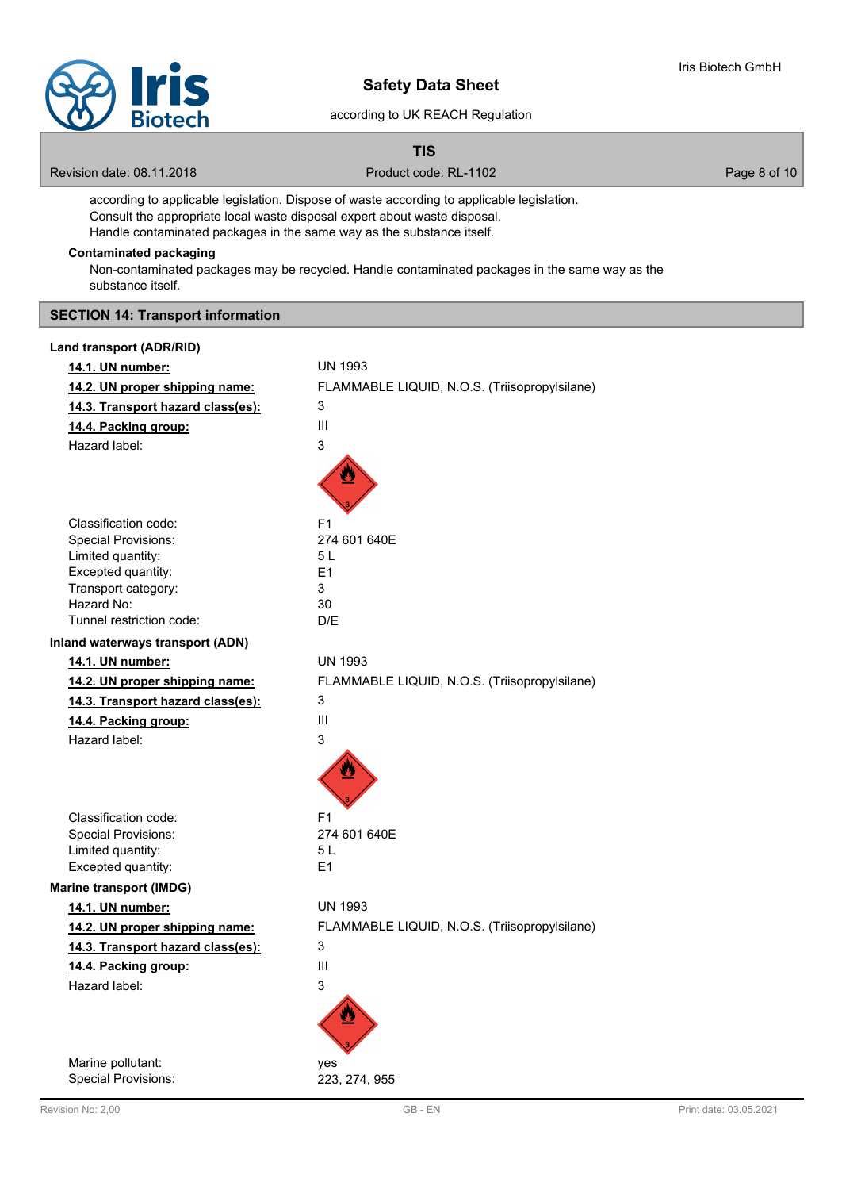according to applicable legislation. Dispose of waste according to applicable legislation.
Consult the appropriate local waste disposal expert about waste disposal.
Handle contaminated packages in the same way as the substance itself.

**Contaminated packaging**

Non-contaminated packages may be recycled. Handle contaminated packages in the same way as the substance itself.

## SECTION 14: Transport information

**Land transport (ADR/RID)**

| | |
|---|---|
| **14.1. UN number:** | UN 1993 |
| **14.2. UN proper shipping name:** | FLAMMABLE LIQUID, N.O.S. (Triisopropylsilane) |
| **14.3. Transport hazard class(es):** | 3 |
| **14.4. Packing group:** | III |
| Hazard label: | 3 |
| Classification code: | F1 |
| Special Provisions: | 274 601 640E |
| Limited quantity: | 5 L |
| Excepted quantity: | E1 |
| Transport category: | 3 |
| Hazard No: | 30 |
| Tunnel restriction code: | D/E |

**Inland waterways transport (ADN)**

| | |
|---|---|
| **14.1. UN number:** | UN 1993 |
| **14.2. UN proper shipping name:** | FLAMMABLE LIQUID, N.O.S. (Triisopropylsilane) |
| **14.3. Transport hazard class(es):** | 3 |
| **14.4. Packing group:** | III |
| Hazard label: | 3 |
| Classification code: | F1 |
| Special Provisions: | 274 601 640E |
| Limited quantity: | 5 L |
| Excepted quantity: | E1 |

**Marine transport (IMDG)**

| | |
|---|---|
| **14.1. UN number:** | UN 1993 |
| **14.2. UN proper shipping name:** | FLAMMABLE LIQUID, N.O.S. (Triisopropylsilane) |
| **14.3. Transport hazard class(es):** | 3 |
| **14.4. Packing group:** | III |
| Hazard label: | 3 |
| Marine pollutant: | yes |
| Special Provisions: | 223, 274, 955 |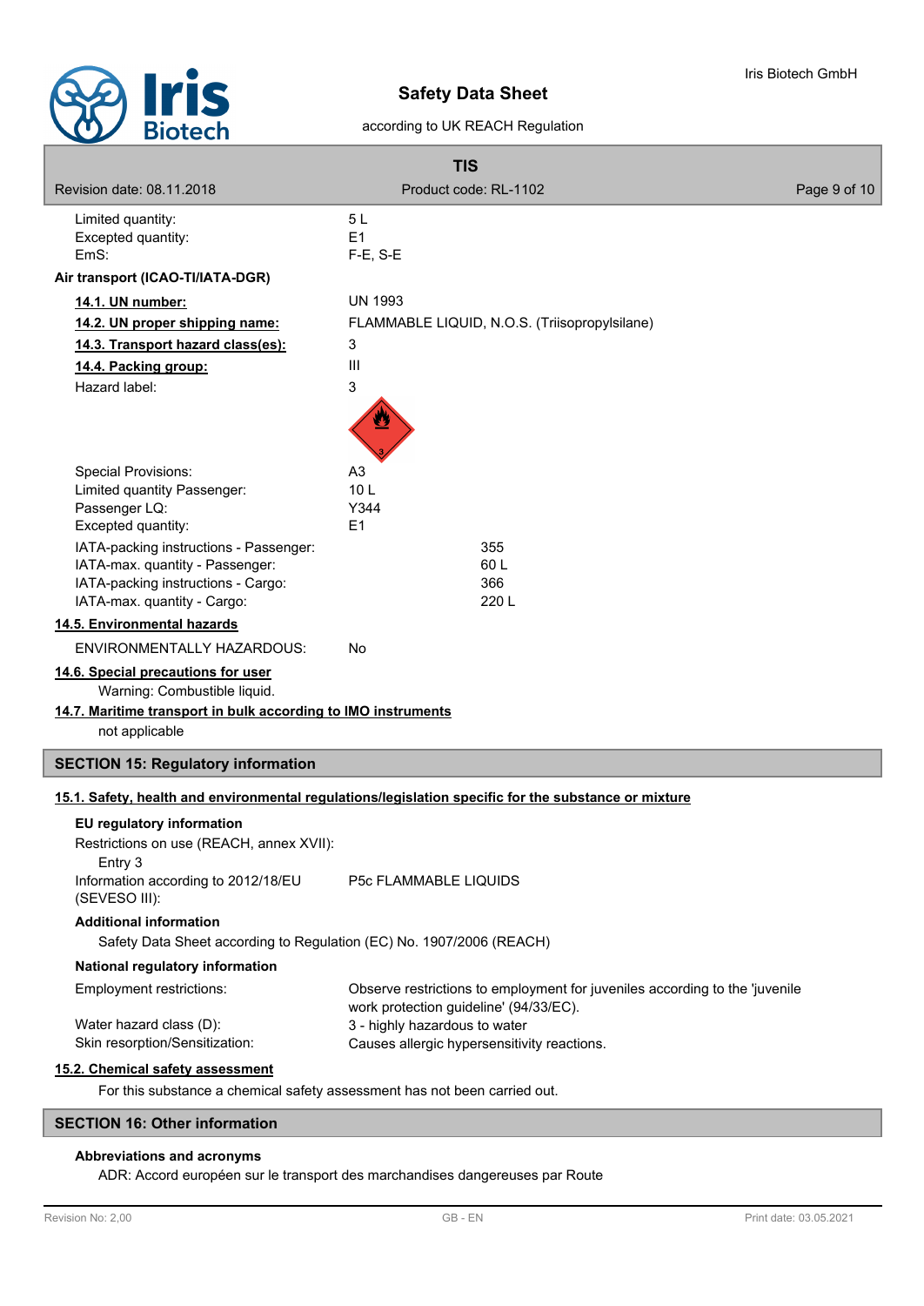| | |
|---|---|
| Limited quantity: | 5 L |
| Excepted quantity: | E1 |
| EmS: | F-E, S-E |

**Air transport (ICAO-TI/IATA-DGR)**

| | |
|---|---|
| **14.1. UN number:** | UN 1993 |
| **14.2. UN proper shipping name:** | FLAMMABLE LIQUID, N.O.S. (Triisopropylsilane) |
| **14.3. Transport hazard class(es):** | 3 |
| **14.4. Packing group:** | III |
| Hazard label: | 3 |

| | |
|---|---|
| Special Provisions: | A3 |
| Limited quantity Passenger: | 10 L |
| Passenger LQ: | Y344 |
| Excepted quantity: | E1 |
| IATA-packing instructions - Passenger: | 355 |
| IATA-max. quantity - Passenger: | 60 L |
| IATA-packing instructions - Cargo: | 366 |
| IATA-max. quantity - Cargo: | 220 L |

**14.5. Environmental hazards**

ENVIRONMENTALLY HAZARDOUS: No

**14.6. Special precautions for user**

Warning: Combustible liquid.

**14.7. Maritime transport in bulk according to IMO instruments**

not applicable

## SECTION 15: Regulatory information

**15.1. Safety, health and environmental regulations/legislation specific for the substance or mixture**

**EU regulatory information**

Restrictions on use (REACH, annex XVII):

Entry 3

| | |
|---|---|
| Information according to 2012/18/EU (SEVESO III): | P5c FLAMMABLE LIQUIDS |

**Additional information**

Safety Data Sheet according to Regulation (EC) No. 1907/2006 (REACH)

**National regulatory information**

| | |
|---|---|
| Employment restrictions: | Observe restrictions to employment for juveniles according to the 'juvenile work protection guideline' (94/33/EC). |
| Water hazard class (D): | 3 - highly hazardous to water |
| Skin resorption/Sensitization: | Causes allergic hypersensitivity reactions. |

**15.2. Chemical safety assessment**

For this substance a chemical safety assessment has not been carried out.

## SECTION 16: Other information

**Abbreviations and acronyms**

ADR: Accord européen sur le transport des marchandises dangereuses par Route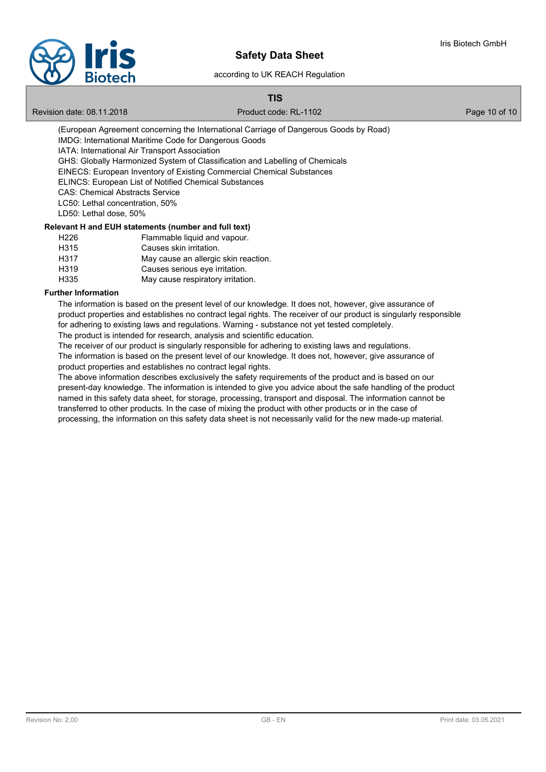(European Agreement concerning the International Carriage of Dangerous Goods by Road)
IMDG: International Maritime Code for Dangerous Goods
IATA: International Air Transport Association
GHS: Globally Harmonized System of Classification and Labelling of Chemicals
EINECS: European Inventory of Existing Commercial Chemical Substances
ELINCS: European List of Notified Chemical Substances
CAS: Chemical Abstracts Service
LC50: Lethal concentration, 50%
LD50: Lethal dose, 50%

**Relevant H and EUH statements (number and full text)**

| | |
|---|---|
| H226 | Flammable liquid and vapour. |
| H315 | Causes skin irritation. |
| H317 | May cause an allergic skin reaction. |
| H319 | Causes serious eye irritation. |
| H335 | May cause respiratory irritation. |

**Further Information**

The information is based on the present level of our knowledge. It does not, however, give assurance of product properties and establishes no contract legal rights. The receiver of our product is singularly responsible for adhering to existing laws and regulations. Warning - substance not yet tested completely.
The product is intended for research, analysis and scientific education.
The receiver of our product is singularly responsible for adhering to existing laws and regulations.
The information is based on the present level of our knowledge. It does not, however, give assurance of product properties and establishes no contract legal rights.
The above information describes exclusively the safety requirements of the product and is based on our present-day knowledge. The information is intended to give you advice about the safe handling of the product named in this safety data sheet, for storage, processing, transport and disposal. The information cannot be transferred to other products. In the case of mixing the product with other products or in the case of processing, the information on this safety data sheet is not necessarily valid for the new made-up material.